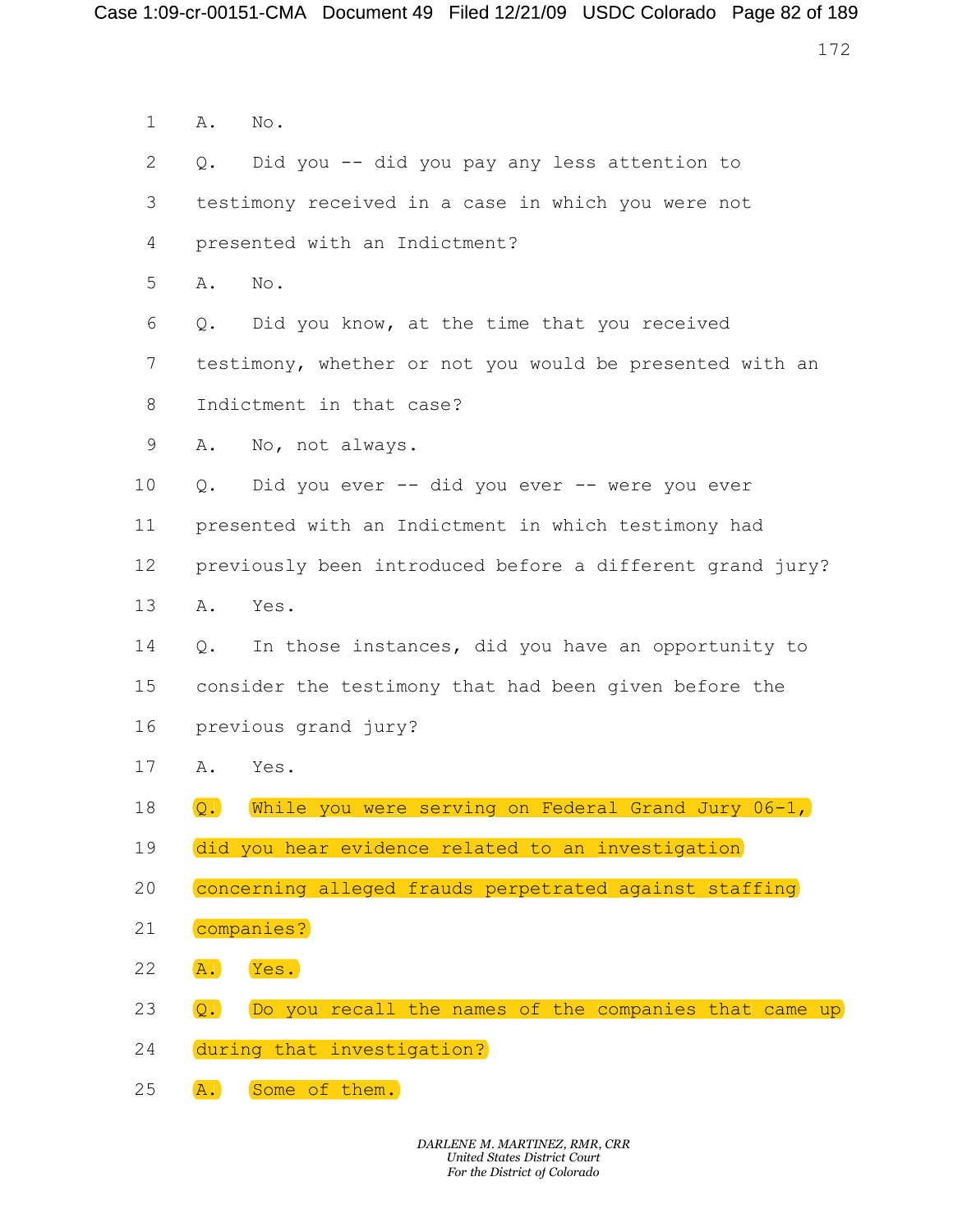1 A. No.

2 Q. Did you -- did you pay any less attention to

3 testimony received in a case in which you were not

4 presented with an Indictment?

5 A. No.

6 Q. Did you know, at the time that you received

7 testimony, whether or not you would be presented with an

8 Indictment in that case?

9 A. No, not always.

10 Q. Did you ever -- did you ever -- were you ever

11 presented with an Indictment in which testimony had

12 previously been introduced before a different grand jury?

13 A. Yes.

14 Q. In those instances, did you have an opportunity to

15 consider the testimony that had been given before the

16 previous grand jury?

17 A. Yes.

18 Q. While you were serving on Federal Grand Jury 06-1,

19 did you hear evidence related to an investigation

20 concerning alleged frauds perpetrated against staffing

21 companies?

22 A. Yes.

23 Q. Do you recall the names of the companies that came up

24 during that investigation?

25 A. Some of them.

*DARLENE M. MARTINEZ, RMR, CRR*
*United States District Court*
*For the District of Colorado*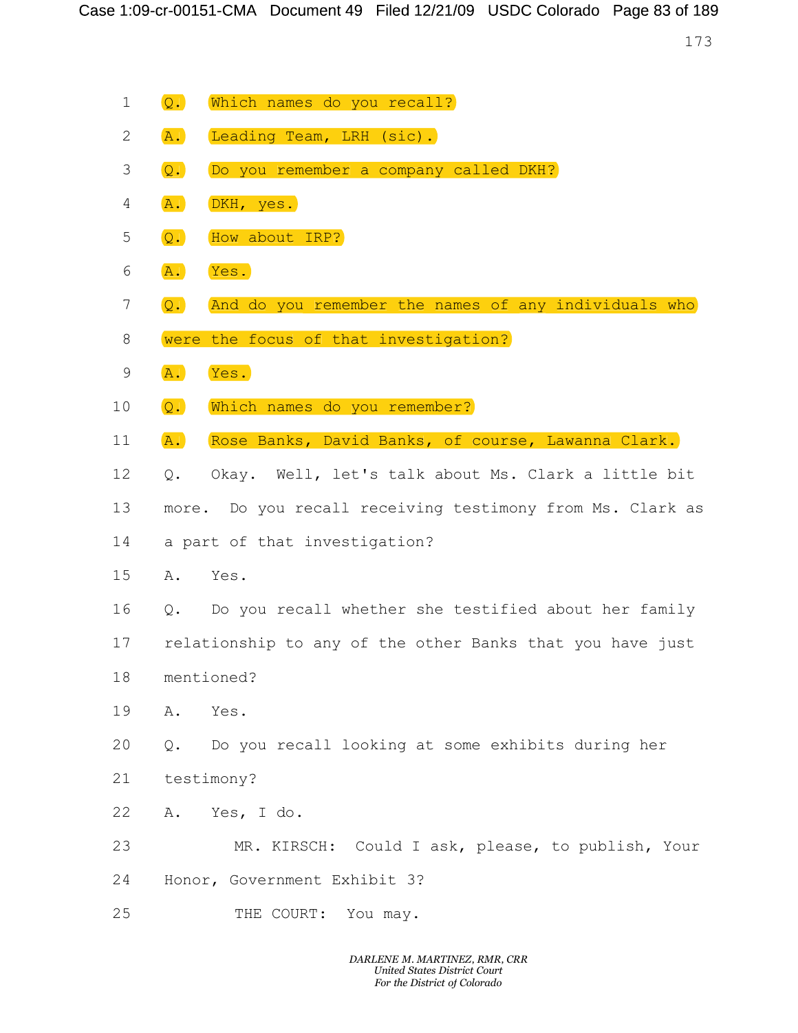1 Q. Which names do you recall?

2 A. Leading Team, LRH (sic).

3 Q. Do you remember a company called DKH?

4 A. DKH, yes.

5 Q. How about IRP?

6 A. Yes.

7 Q. And do you remember the names of any individuals who

8 were the focus of that investigation?

9 A. Yes.

10 Q. Which names do you remember?

11 A. Rose Banks, David Banks, of course, Lawanna Clark.

12 Q. Okay. Well, let's talk about Ms. Clark a little bit

13 more. Do you recall receiving testimony from Ms. Clark as

14 a part of that investigation?

15 A. Yes.

16 Q. Do you recall whether she testified about her family

17 relationship to any of the other Banks that you have just

18 mentioned?

19 A. Yes.

20 Q. Do you recall looking at some exhibits during her

21 testimony?

22 A. Yes, I do.

23 MR. KIRSCH: Could I ask, please, to publish, Your

24 Honor, Government Exhibit 3?

25 THE COURT: You may.

*DARLENE M. MARTINEZ, RMR, CRR*
*United States District Court*
*For the District of Colorado*